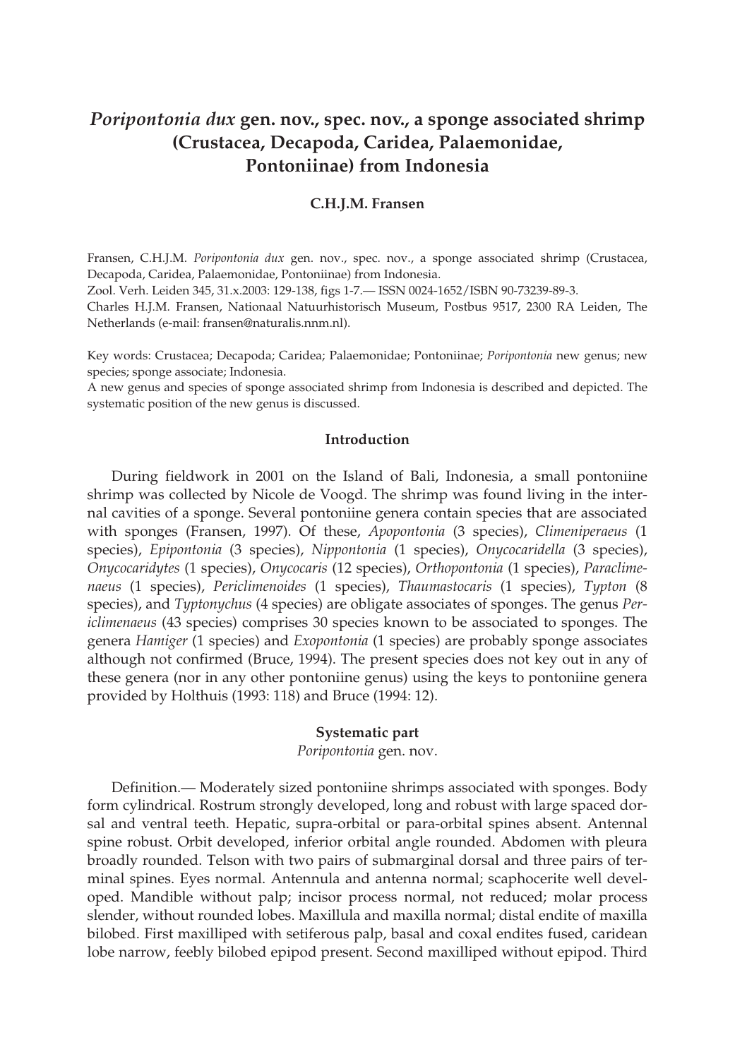# *Poripontonia dux* gen. nov., spec. nov., a sponge associated shrimp (Crustacea, Decapoda, Caridea, Palaemonidae, Pontoniinae) from Indonesia

**C.H.J.M. Fransen**

Fransen, C.H.J.M. *Poripontonia dux* gen. nov., spec. nov., a sponge associated shrimp (Crustacea, Decapoda, Caridea, Palaemonidae, Pontoniinae) from Indonesia.
Zool. Verh. Leiden 345, 31.x.2003: 129-138, figs 1-7.— ISSN 0024-1652/ISBN 90-73239-89-3.
Charles H.J.M. Fransen, Nationaal Natuurhistorisch Museum, Postbus 9517, 2300 RA Leiden, The Netherlands (e-mail: fransen@naturalis.nnm.nl).

Key words: Crustacea; Decapoda; Caridea; Palaemonidae; Pontoniinae; *Poripontonia* new genus; new species; sponge associate; Indonesia.
A new genus and species of sponge associated shrimp from Indonesia is described and depicted. The systematic position of the new genus is discussed.

## Introduction

During fieldwork in 2001 on the Island of Bali, Indonesia, a small pontoniine shrimp was collected by Nicole de Voogd. The shrimp was found living in the internal cavities of a sponge. Several pontoniine genera contain species that are associated with sponges (Fransen, 1997). Of these, *Apopontonia* (3 species), *Climeniperaeus* (1 species), *Epipontonia* (3 species), *Nippontonia* (1 species), *Onycocaridella* (3 species), *Onycocaridytes* (1 species), *Onycocaris* (12 species), *Orthopontonia* (1 species), *Paraclimenaeus* (1 species), *Periclimenoides* (1 species), *Thaumastocaris* (1 species), *Typton* (8 species), and *Typtonychus* (4 species) are obligate associates of sponges. The genus *Periclimenaeus* (43 species) comprises 30 species known to be associated to sponges. The genera *Hamiger* (1 species) and *Exopontonia* (1 species) are probably sponge associates although not confirmed (Bruce, 1994). The present species does not key out in any of these genera (nor in any other pontoniine genus) using the keys to pontoniine genera provided by Holthuis (1993: 118) and Bruce (1994: 12).

## Systematic part

*Poripontonia* gen. nov.

Definition.— Moderately sized pontoniine shrimps associated with sponges. Body form cylindrical. Rostrum strongly developed, long and robust with large spaced dorsal and ventral teeth. Hepatic, supra-orbital or para-orbital spines absent. Antennal spine robust. Orbit developed, inferior orbital angle rounded. Abdomen with pleura broadly rounded. Telson with two pairs of submarginal dorsal and three pairs of terminal spines. Eyes normal. Antennula and antenna normal; scaphocerite well developed. Mandible without palp; incisor process normal, not reduced; molar process slender, without rounded lobes. Maxillula and maxilla normal; distal endite of maxilla bilobed. First maxilliped with setiferous palp, basal and coxal endites fused, caridean lobe narrow, feebly bilobed epipod present. Second maxilliped without epipod. Third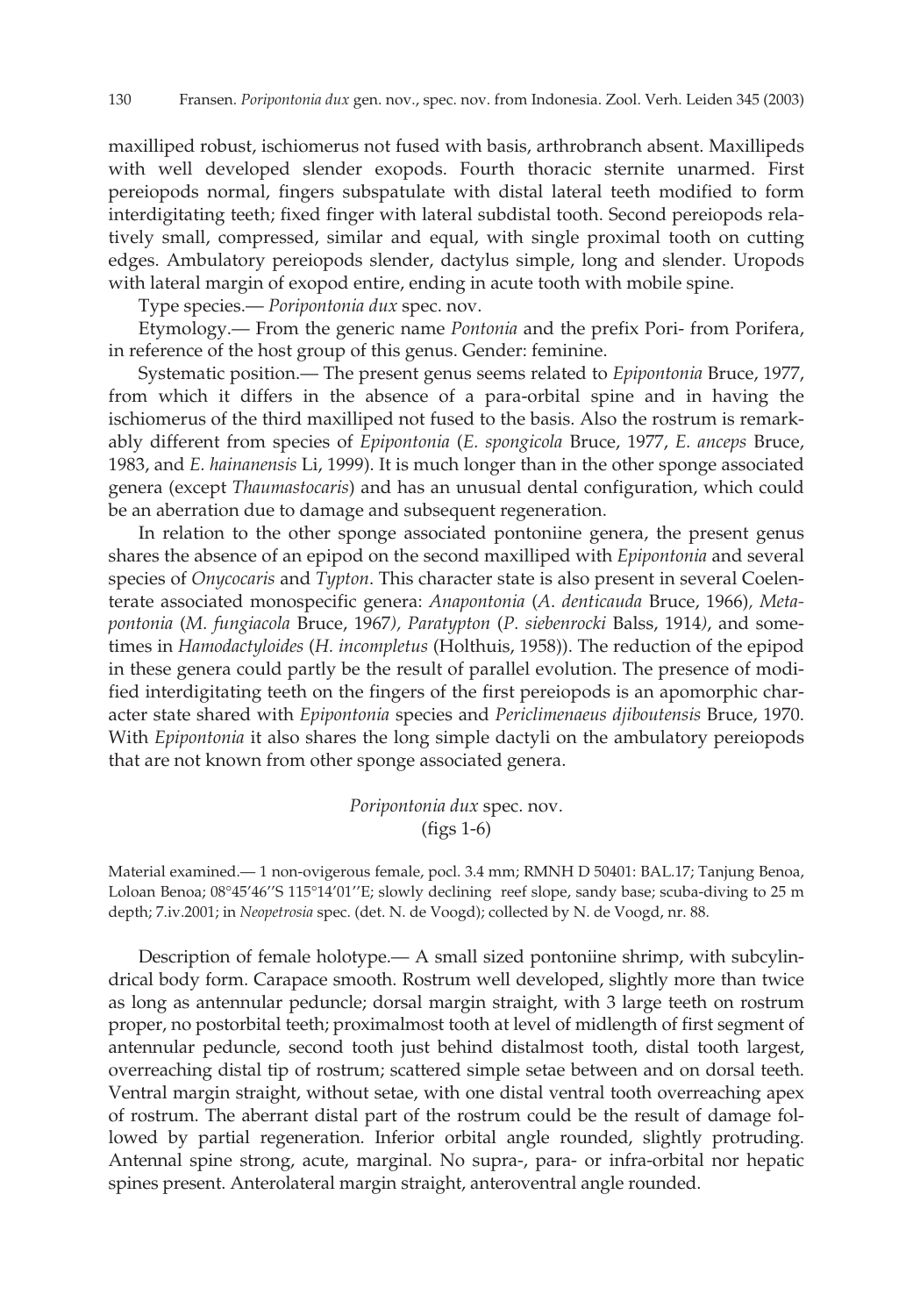maxilliped robust, ischiomerus not fused with basis, arthrobranch absent. Maxillipeds with well developed slender exopods. Fourth thoracic sternite unarmed. First pereiopods normal, fingers subspatulate with distal lateral teeth modified to form interdigitating teeth; fixed finger with lateral subdistal tooth. Second pereiopods relatively small, compressed, similar and equal, with single proximal tooth on cutting edges. Ambulatory pereiopods slender, dactylus simple, long and slender. Uropods with lateral margin of exopod entire, ending in acute tooth with mobile spine.

Type species.— *Poripontonia dux* spec. nov.

Etymology.— From the generic name *Pontonia* and the prefix Pori- from Porifera, in reference of the host group of this genus. Gender: feminine.

Systematic position.— The present genus seems related to *Epipontonia* Bruce, 1977, from which it differs in the absence of a para-orbital spine and in having the ischiomerus of the third maxilliped not fused to the basis. Also the rostrum is remarkably different from species of *Epipontonia* (*E. spongicola* Bruce, 1977, *E. anceps* Bruce, 1983, and *E. hainanensis* Li, 1999). It is much longer than in the other sponge associated genera (except *Thaumastocaris*) and has an unusual dental configuration, which could be an aberration due to damage and subsequent regeneration.

In relation to the other sponge associated pontoniine genera, the present genus shares the absence of an epipod on the second maxilliped with *Epipontonia* and several species of *Onycocaris* and *Typton*. This character state is also present in several Coelenterate associated monospecific genera: *Anapontonia* (*A. denticauda* Bruce, 1966), *Metapontonia* (*M. fungiacola* Bruce, 1967), *Paratypton* (*P. siebenrocki* Balss, 1914), and sometimes in *Hamodactyloides* (*H. incompletus* (Holthuis, 1958)). The reduction of the epipod in these genera could partly be the result of parallel evolution. The presence of modified interdigitating teeth on the fingers of the first pereiopods is an apomorphic character state shared with *Epipontonia* species and *Periclimenaeus djiboutensis* Bruce, 1970. With *Epipontonia* it also shares the long simple dactyli on the ambulatory pereiopods that are not known from other sponge associated genera.

## *Poripontonia dux* spec. nov.
(figs 1-6)

Material examined.— 1 non-ovigerous female, pocl. 3.4 mm; RMNH D 50401: BAL.17; Tanjung Benoa, Loloan Benoa; 08°45'46''S 115°14'01''E; slowly declining reef slope, sandy base; scuba-diving to 25 m depth; 7.iv.2001; in *Neopetrosia* spec. (det. N. de Voogd); collected by N. de Voogd, nr. 88.

Description of female holotype.— A small sized pontoniine shrimp, with subcylindrical body form. Carapace smooth. Rostrum well developed, slightly more than twice as long as antennular peduncle; dorsal margin straight, with 3 large teeth on rostrum proper, no postorbital teeth; proximalmost tooth at level of midlength of first segment of antennular peduncle, second tooth just behind distalmost tooth, distal tooth largest, overreaching distal tip of rostrum; scattered simple setae between and on dorsal teeth. Ventral margin straight, without setae, with one distal ventral tooth overreaching apex of rostrum. The aberrant distal part of the rostrum could be the result of damage followed by partial regeneration. Inferior orbital angle rounded, slightly protruding. Antennal spine strong, acute, marginal. No supra-, para- or infra-orbital nor hepatic spines present. Anterolateral margin straight, anteroventral angle rounded.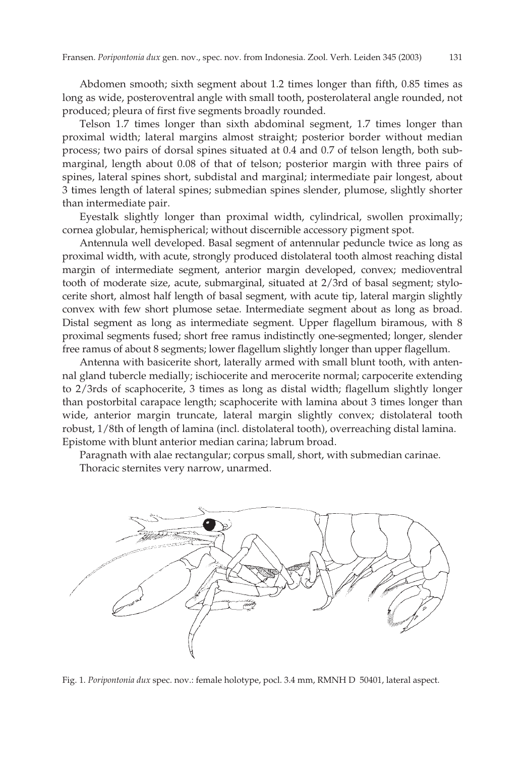Abdomen smooth; sixth segment about 1.2 times longer than fifth, 0.85 times as long as wide, posteroventral angle with small tooth, posterolateral angle rounded, not produced; pleura of first five segments broadly rounded.

Telson 1.7 times longer than sixth abdominal segment, 1.7 times longer than proximal width; lateral margins almost straight; posterior border without median process; two pairs of dorsal spines situated at 0.4 and 0.7 of telson length, both submarginal, length about 0.08 of that of telson; posterior margin with three pairs of spines, lateral spines short, subdistal and marginal; intermediate pair longest, about 3 times length of lateral spines; submedian spines slender, plumose, slightly shorter than intermediate pair.

Eyestalk slightly longer than proximal width, cylindrical, swollen proximally; cornea globular, hemispherical; without discernible accessory pigment spot.

Antennula well developed. Basal segment of antennular peduncle twice as long as proximal width, with acute, strongly produced distolateral tooth almost reaching distal margin of intermediate segment, anterior margin developed, convex; medioventral tooth of moderate size, acute, submarginal, situated at 2/3rd of basal segment; stylocerite short, almost half length of basal segment, with acute tip, lateral margin slightly convex with few short plumose setae. Intermediate segment about as long as broad. Distal segment as long as intermediate segment. Upper flagellum biramous, with 8 proximal segments fused; short free ramus indistinctly one-segmented; longer, slender free ramus of about 8 segments; lower flagellum slightly longer than upper flagellum.

Antenna with basicerite short, laterally armed with small blunt tooth, with antennal gland tubercle medially; ischiocerite and merocerite normal; carpocerite extending to 2/3rds of scaphocerite, 3 times as long as distal width; flagellum slightly longer than postorbital carapace length; scaphocerite with lamina about 3 times longer than wide, anterior margin truncate, lateral margin slightly convex; distolateral tooth robust, 1/8th of length of lamina (incl. distolateral tooth), overreaching distal lamina. Epistome with blunt anterior median carina; labrum broad.

Paragnath with alae rectangular; corpus small, short, with submedian carinae.

Thoracic sternites very narrow, unarmed.

Fig. 1. *Poripontonia dux* spec. nov.: female holotype, pocl. 3.4 mm, RMNH D 50401, lateral aspect.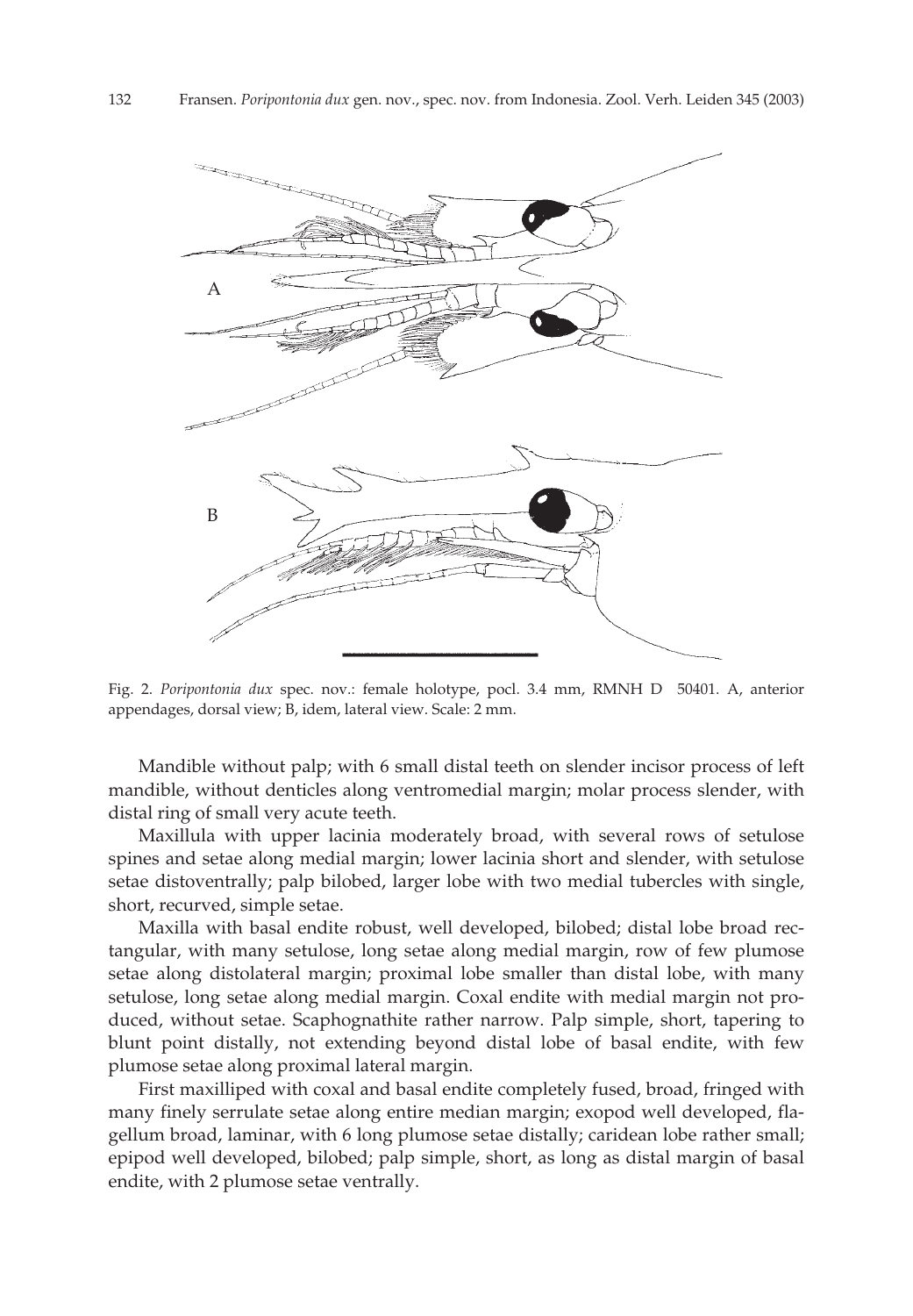Fig. 2. *Poripontonia dux* spec. nov.: female holotype, pocl. 3.4 mm, RMNH D 50401. A, anterior appendages, dorsal view; B, idem, lateral view. Scale: 2 mm.

Mandible without palp; with 6 small distal teeth on slender incisor process of left mandible, without denticles along ventromedial margin; molar process slender, with distal ring of small very acute teeth.

Maxillula with upper lacinia moderately broad, with several rows of setulose spines and setae along medial margin; lower lacinia short and slender, with setulose setae distoventrally; palp bilobed, larger lobe with two medial tubercles with single, short, recurved, simple setae.

Maxilla with basal endite robust, well developed, bilobed; distal lobe broad rectangular, with many setulose, long setae along medial margin, row of few plumose setae along distolateral margin; proximal lobe smaller than distal lobe, with many setulose, long setae along medial margin. Coxal endite with medial margin not produced, without setae. Scaphognathite rather narrow. Palp simple, short, tapering to blunt point distally, not extending beyond distal lobe of basal endite, with few plumose setae along proximal lateral margin.

First maxilliped with coxal and basal endite completely fused, broad, fringed with many finely serrulate setae along entire median margin; exopod well developed, flagellum broad, laminar, with 6 long plumose setae distally; caridean lobe rather small; epipod well developed, bilobed; palp simple, short, as long as distal margin of basal endite, with 2 plumose setae ventrally.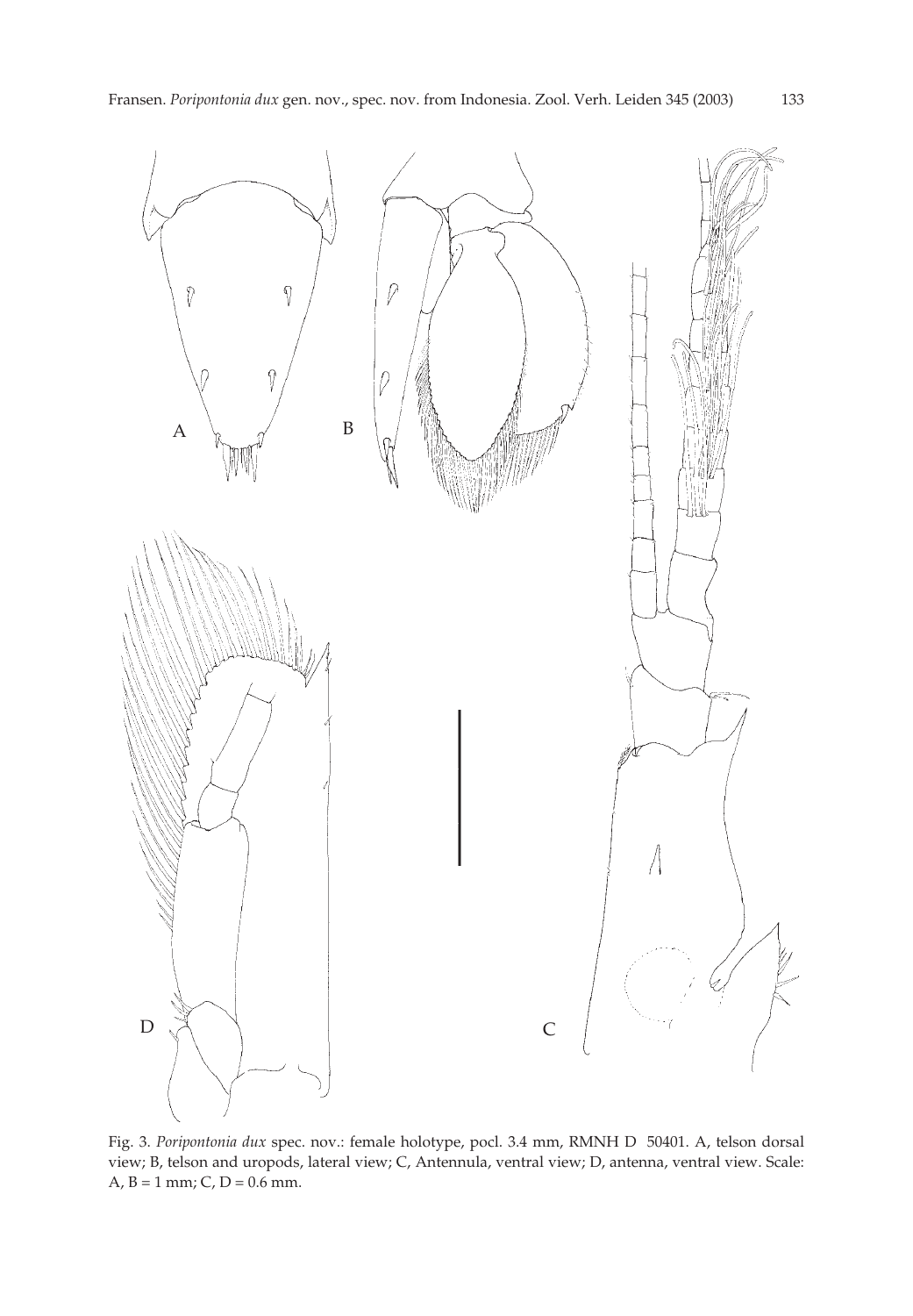Fig. 3. *Poripontonia dux* spec. nov.: female holotype, pocl. 3.4 mm, RMNH D 50401. A, telson dorsal view; B, telson and uropods, lateral view; C, Antennula, ventral view; D, antenna, ventral view. Scale: A, B = 1 mm; C, D = 0.6 mm.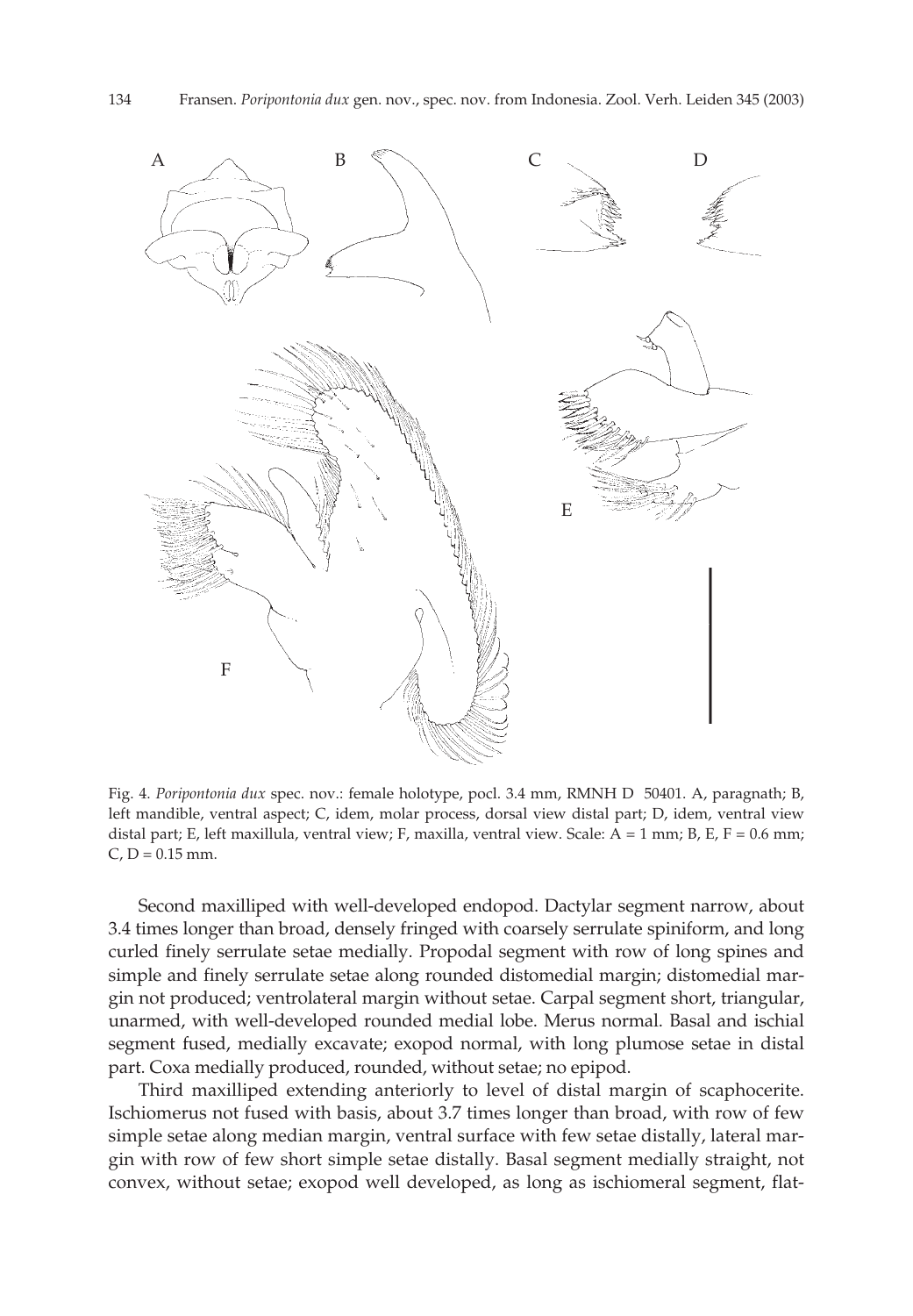Fig. 4. *Poripontonia dux* spec. nov.: female holotype, pocl. 3.4 mm, RMNH D 50401. A, paragnath; B, left mandible, ventral aspect; C, idem, molar process, dorsal view distal part; D, idem, ventral view distal part; E, left maxillula, ventral view; F, maxilla, ventral view. Scale: A = 1 mm; B, E, F = 0.6 mm; C, D = 0.15 mm.

Second maxilliped with well-developed endopod. Dactylar segment narrow, about 3.4 times longer than broad, densely fringed with coarsely serrulate spiniform, and long curled finely serrulate setae medially. Propodal segment with row of long spines and simple and finely serrulate setae along rounded distomedial margin; distomedial margin not produced; ventrolateral margin without setae. Carpal segment short, triangular, unarmed, with well-developed rounded medial lobe. Merus normal. Basal and ischial segment fused, medially excavate; exopod normal, with long plumose setae in distal part. Coxa medially produced, rounded, without setae; no epipod.

Third maxilliped extending anteriorly to level of distal margin of scaphocerite. Ischiomerus not fused with basis, about 3.7 times longer than broad, with row of few simple setae along median margin, ventral surface with few setae distally, lateral margin with row of few short simple setae distally. Basal segment medially straight, not convex, without setae; exopod well developed, as long as ischiomeral segment, flat-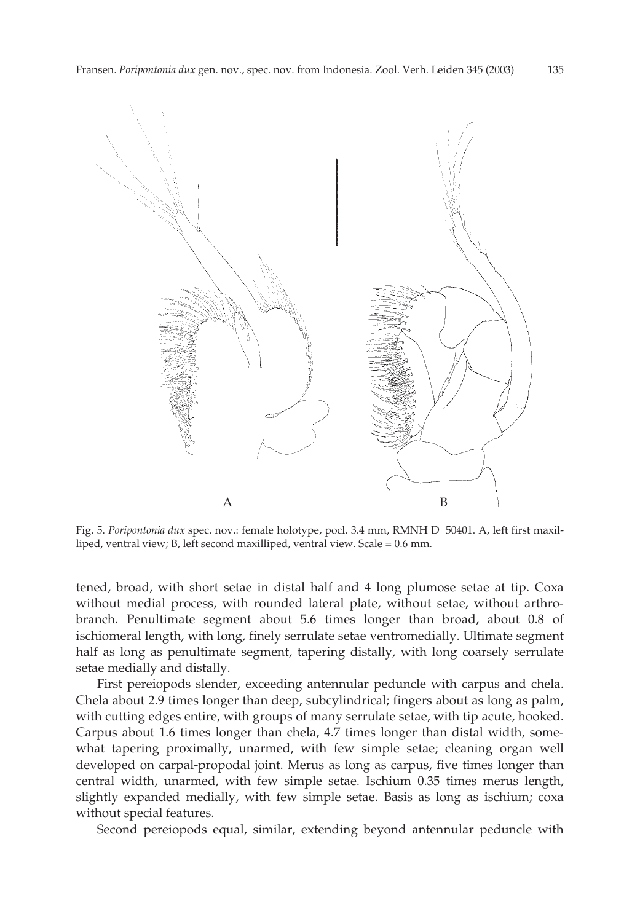Fig. 5. *Poripontonia dux* spec. nov.: female holotype, pocl. 3.4 mm, RMNH D 50401. A, left first maxilliped, ventral view; B, left second maxilliped, ventral view. Scale = 0.6 mm.

tened, broad, with short setae in distal half and 4 long plumose setae at tip. Coxa without medial process, with rounded lateral plate, without setae, without arthrobranch. Penultimate segment about 5.6 times longer than broad, about 0.8 of ischiomeral length, with long, finely serrulate setae ventromedially. Ultimate segment half as long as penultimate segment, tapering distally, with long coarsely serrulate setae medially and distally.

First pereiopods slender, exceeding antennular peduncle with carpus and chela. Chela about 2.9 times longer than deep, subcylindrical; fingers about as long as palm, with cutting edges entire, with groups of many serrulate setae, with tip acute, hooked. Carpus about 1.6 times longer than chela, 4.7 times longer than distal width, somewhat tapering proximally, unarmed, with few simple setae; cleaning organ well developed on carpal-propodal joint. Merus as long as carpus, five times longer than central width, unarmed, with few simple setae. Ischium 0.35 times merus length, slightly expanded medially, with few simple setae. Basis as long as ischium; coxa without special features.

Second pereiopods equal, similar, extending beyond antennular peduncle with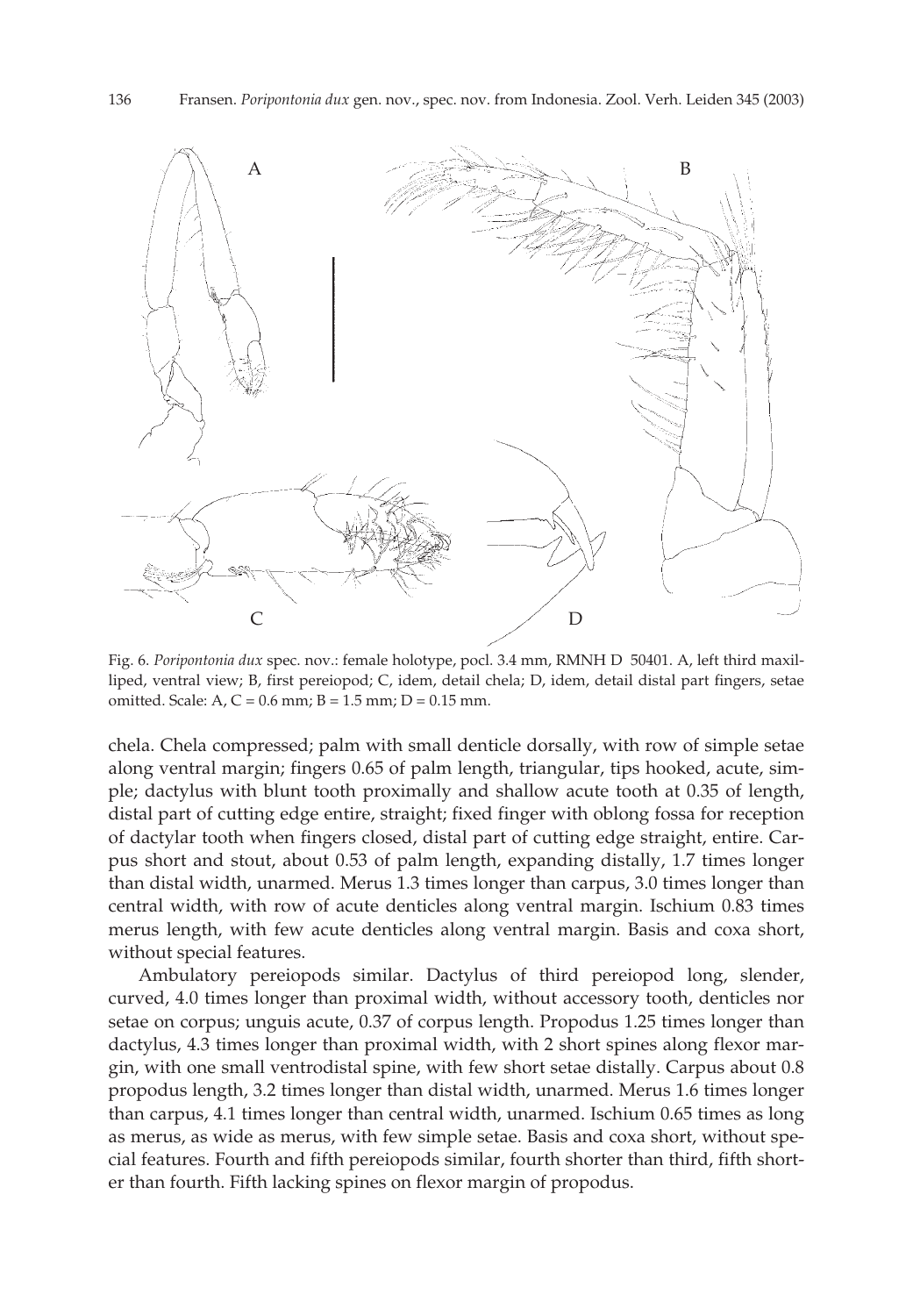Fig. 6. *Poripontonia dux* spec. nov.: female holotype, pocl. 3.4 mm, RMNH D 50401. A, left third maxilliped, ventral view; B, first pereiopod; C, idem, detail chela; D, idem, detail distal part fingers, setae omitted. Scale: A, C = 0.6 mm; B = 1.5 mm; D = 0.15 mm.

chela. Chela compressed; palm with small denticle dorsally, with row of simple setae along ventral margin; fingers 0.65 of palm length, triangular, tips hooked, acute, simple; dactylus with blunt tooth proximally and shallow acute tooth at 0.35 of length, distal part of cutting edge entire, straight; fixed finger with oblong fossa for reception of dactylar tooth when fingers closed, distal part of cutting edge straight, entire. Carpus short and stout, about 0.53 of palm length, expanding distally, 1.7 times longer than distal width, unarmed. Merus 1.3 times longer than carpus, 3.0 times longer than central width, with row of acute denticles along ventral margin. Ischium 0.83 times merus length, with few acute denticles along ventral margin. Basis and coxa short, without special features.

Ambulatory pereiopods similar. Dactylus of third pereiopod long, slender, curved, 4.0 times longer than proximal width, without accessory tooth, denticles nor setae on corpus; unguis acute, 0.37 of corpus length. Propodus 1.25 times longer than dactylus, 4.3 times longer than proximal width, with 2 short spines along flexor margin, with one small ventrodistal spine, with few short setae distally. Carpus about 0.8 propodus length, 3.2 times longer than distal width, unarmed. Merus 1.6 times longer than carpus, 4.1 times longer than central width, unarmed. Ischium 0.65 times as long as merus, as wide as merus, with few simple setae. Basis and coxa short, without special features. Fourth and fifth pereiopods similar, fourth shorter than third, fifth shorter than fourth. Fifth lacking spines on flexor margin of propodus.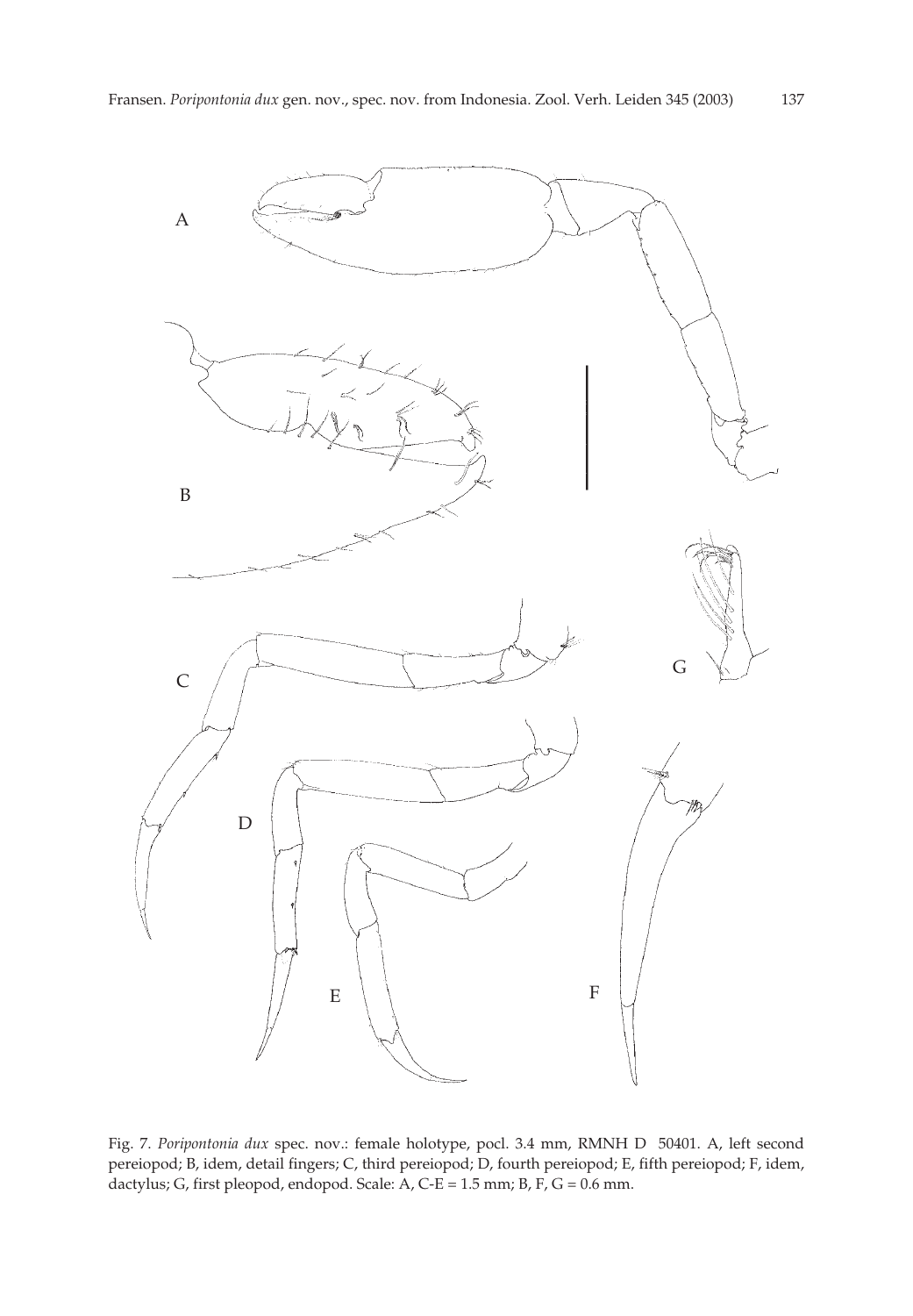Fig. 7. *Poripontonia dux* spec. nov.: female holotype, pocl. 3.4 mm, RMNH D 50401. A, left second pereiopod; B, idem, detail fingers; C, third pereiopod; D, fourth pereiopod; E, fifth pereiopod; F, idem, dactylus; G, first pleopod, endopod. Scale: A, C-E = 1.5 mm; B, F, G = 0.6 mm.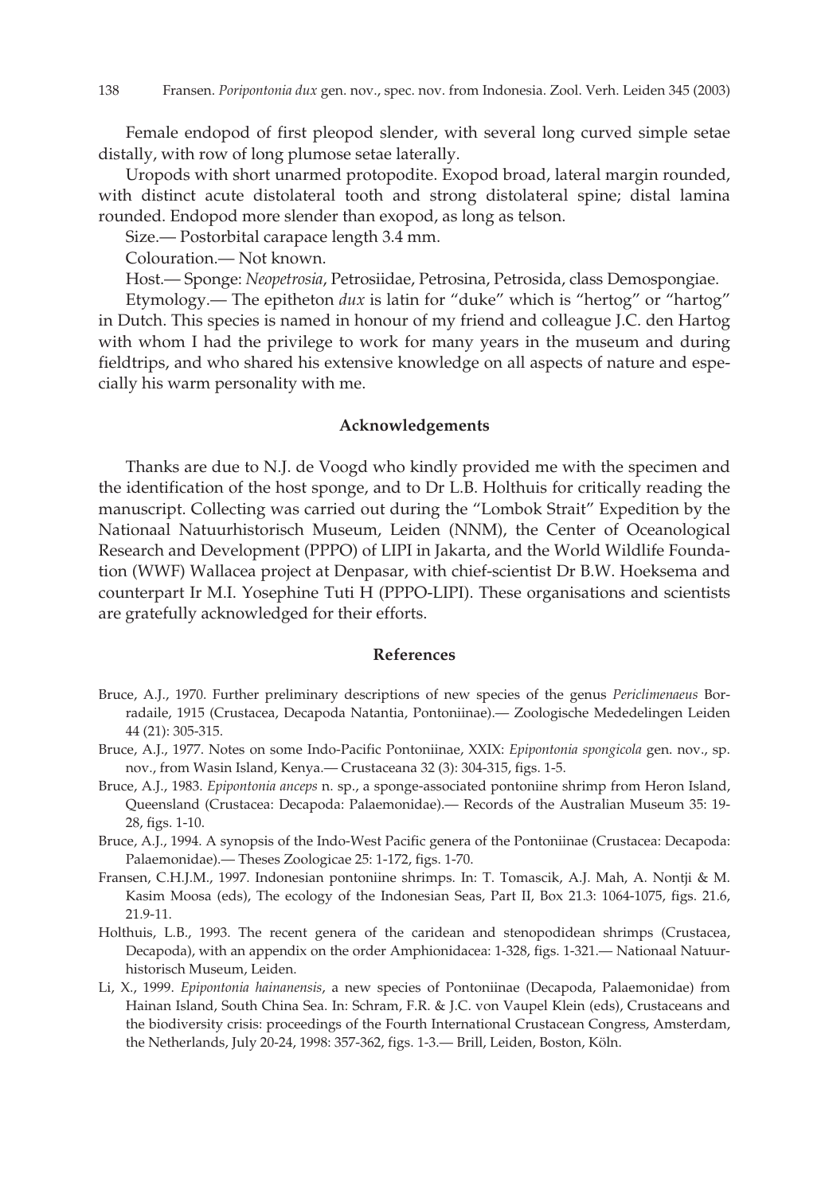Female endopod of first pleopod slender, with several long curved simple setae distally, with row of long plumose setae laterally.

Uropods with short unarmed protopodite. Exopod broad, lateral margin rounded, with distinct acute distolateral tooth and strong distolateral spine; distal lamina rounded. Endopod more slender than exopod, as long as telson.

Size.— Postorbital carapace length 3.4 mm.

Colouration.— Not known.

Host.— Sponge: *Neopetrosia*, Petrosiidae, Petrosina, Petrosida, class Demospongiae.

Etymology.— The epitheton *dux* is latin for "duke" which is "hertog" or "hartog" in Dutch. This species is named in honour of my friend and colleague J.C. den Hartog with whom I had the privilege to work for many years in the museum and during fieldtrips, and who shared his extensive knowledge on all aspects of nature and especially his warm personality with me.

## Acknowledgements

Thanks are due to N.J. de Voogd who kindly provided me with the specimen and the identification of the host sponge, and to Dr L.B. Holthuis for critically reading the manuscript. Collecting was carried out during the "Lombok Strait" Expedition by the Nationaal Natuurhistorisch Museum, Leiden (NNM), the Center of Oceanological Research and Development (PPPO) of LIPI in Jakarta, and the World Wildlife Foundation (WWF) Wallacea project at Denpasar, with chief-scientist Dr B.W. Hoeksema and counterpart Ir M.I. Yosephine Tuti H (PPPO-LIPI). These organisations and scientists are gratefully acknowledged for their efforts.

## References

Bruce, A.J., 1970. Further preliminary descriptions of new species of the genus *Periclimenaeus* Borradaile, 1915 (Crustacea, Decapoda Natantia, Pontoniinae).— Zoologische Mededelingen Leiden 44 (21): 305-315.

Bruce, A.J., 1977. Notes on some Indo-Pacific Pontoniinae, XXIX: *Epipontonia spongicola* gen. nov., sp. nov., from Wasin Island, Kenya.— Crustaceana 32 (3): 304-315, figs. 1-5.

Bruce, A.J., 1983. *Epipontonia anceps* n. sp., a sponge-associated pontoniine shrimp from Heron Island, Queensland (Crustacea: Decapoda: Palaemonidae).— Records of the Australian Museum 35: 19-28, figs. 1-10.

Bruce, A.J., 1994. A synopsis of the Indo-West Pacific genera of the Pontoniinae (Crustacea: Decapoda: Palaemonidae).— Theses Zoologicae 25: 1-172, figs. 1-70.

Fransen, C.H.J.M., 1997. Indonesian pontoniine shrimps. In: T. Tomascik, A.J. Mah, A. Nontji & M. Kasim Moosa (eds), The ecology of the Indonesian Seas, Part II, Box 21.3: 1064-1075, figs. 21.6, 21.9-11.

Holthuis, L.B., 1993. The recent genera of the caridean and stenopodidean shrimps (Crustacea, Decapoda), with an appendix on the order Amphionidacea: 1-328, figs. 1-321.— Nationaal Natuurhistorisch Museum, Leiden.

Li, X., 1999. *Epipontonia hainanensis*, a new species of Pontoniinae (Decapoda, Palaemonidae) from Hainan Island, South China Sea. In: Schram, F.R. & J.C. von Vaupel Klein (eds), Crustaceans and the biodiversity crisis: proceedings of the Fourth International Crustacean Congress, Amsterdam, the Netherlands, July 20-24, 1998: 357-362, figs. 1-3.— Brill, Leiden, Boston, Köln.